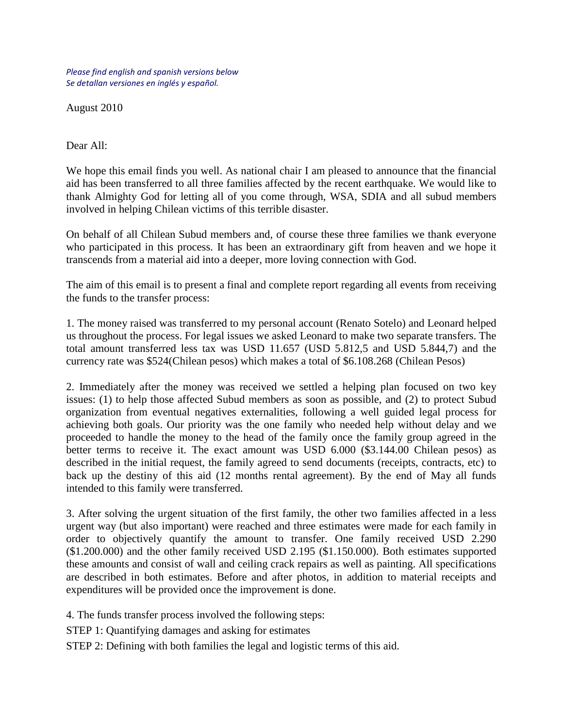*Please find english and spanish versions below*
*Se detallan versiones en inglés y español.*

August 2010

Dear All:

We hope this email finds you well. As national chair I am pleased to announce that the financial aid has been transferred to all three families affected by the recent earthquake. We would like to thank Almighty God for letting all of you come through, WSA, SDIA and all subud members involved in helping Chilean victims of this terrible disaster.

On behalf of all Chilean Subud members and, of course these three families we thank everyone who participated in this process. It has been an extraordinary gift from heaven and we hope it transcends from a material aid into a deeper, more loving connection with God.

The aim of this email is to present a final and complete report regarding all events from receiving the funds to the transfer process:

1. The money raised was transferred to my personal account (Renato Sotelo) and Leonard helped us throughout the process. For legal issues we asked Leonard to make two separate transfers. The total amount transferred less tax was USD 11.657 (USD 5.812,5 and USD 5.844,7) and the currency rate was $524(Chilean pesos) which makes a total of $6.108.268 (Chilean Pesos)

2. Immediately after the money was received we settled a helping plan focused on two key issues: (1) to help those affected Subud members as soon as possible, and (2) to protect Subud organization from eventual negatives externalities, following a well guided legal process for achieving both goals. Our priority was the one family who needed help without delay and we proceeded to handle the money to the head of the family once the family group agreed in the better terms to receive it. The exact amount was USD 6.000 ($3.144.00 Chilean pesos) as described in the initial request, the family agreed to send documents (receipts, contracts, etc) to back up the destiny of this aid (12 months rental agreement). By the end of May all funds intended to this family were transferred.

3. After solving the urgent situation of the first family, the other two families affected in a less urgent way (but also important) were reached and three estimates were made for each family in order to objectively quantify the amount to transfer. One family received USD 2.290 ($1.200.000) and the other family received USD 2.195 ($1.150.000). Both estimates supported these amounts and consist of wall and ceiling crack repairs as well as painting. All specifications are described in both estimates. Before and after photos, in addition to material receipts and expenditures will be provided once the improvement is done.

4. The funds transfer process involved the following steps:

STEP 1: Quantifying damages and asking for estimates

STEP 2: Defining with both families the legal and logistic terms of this aid.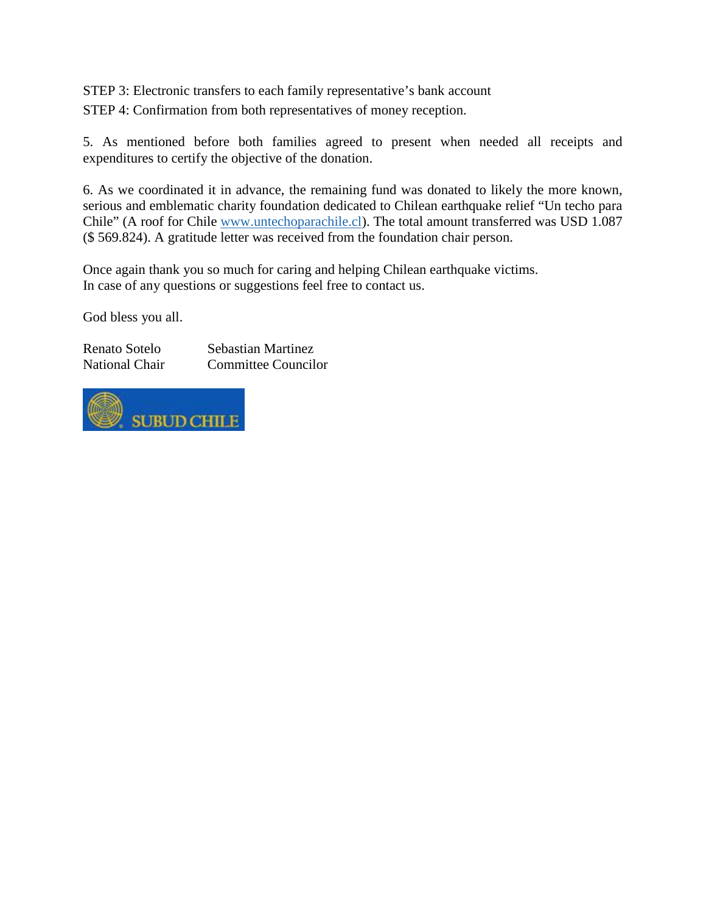STEP 3: Electronic transfers to each family representative's bank account

STEP 4: Confirmation from both representatives of money reception.

5. As mentioned before both families agreed to present when needed all receipts and expenditures to certify the objective of the donation.

6. As we coordinated it in advance, the remaining fund was donated to likely the more known, serious and emblematic charity foundation dedicated to Chilean earthquake relief "Un techo para Chile" (A roof for Chile [www.untechoparachile.cl](www.untechoparachile.cl)). The total amount transferred was USD 1.087 ($ 569.824). A gratitude letter was received from the foundation chair person.

Once again thank you so much for caring and helping Chilean earthquake victims.
In case of any questions or suggestions feel free to contact us.

God bless you all.

Renato Sotelo
National Chair

Sebastian Martinez
Committee Councilor

SUBUD CHILE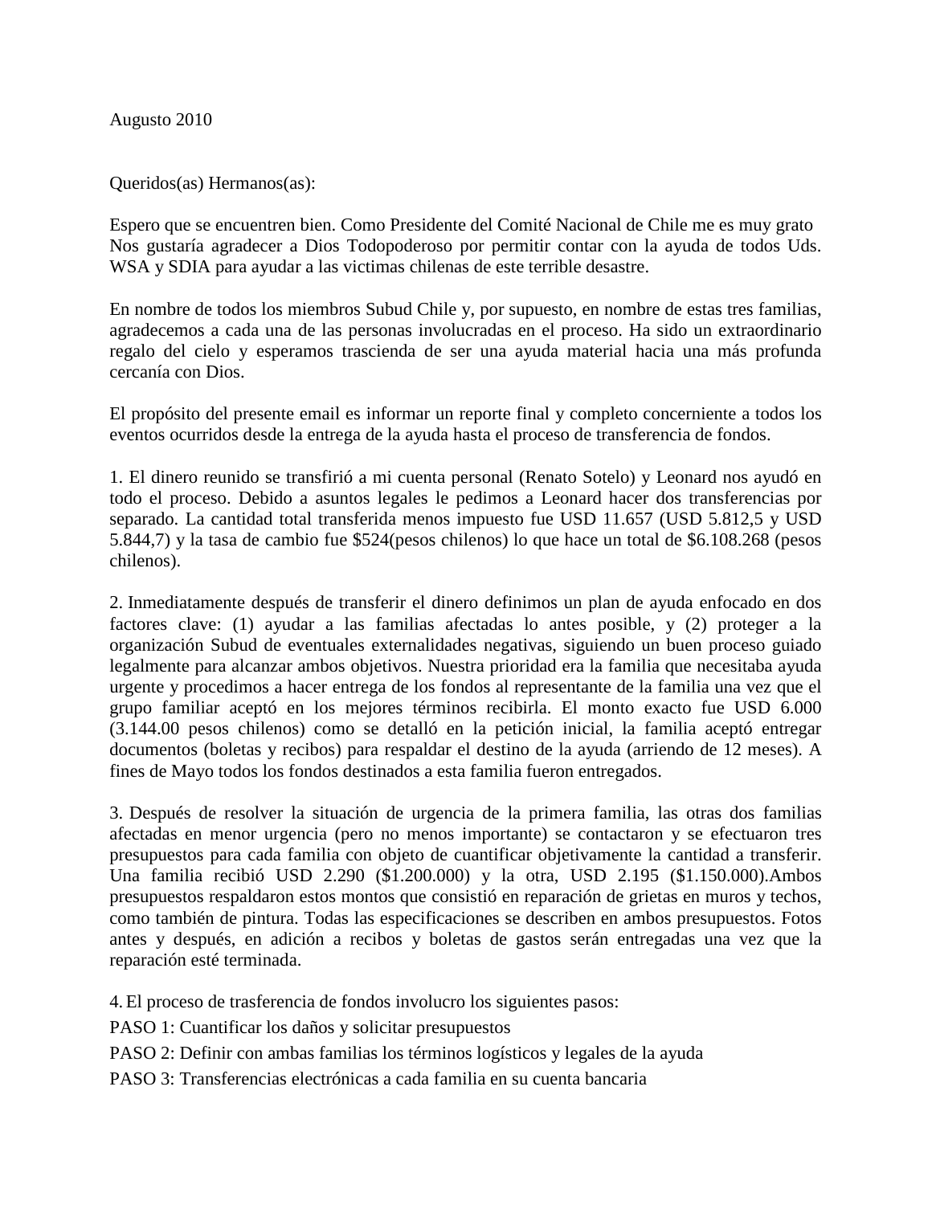Augusto 2010

Queridos(as) Hermanos(as):

Espero que se encuentren bien. Como Presidente del Comité Nacional de Chile me es muy grato Nos gustaría agradecer a Dios Todopoderoso por permitir contar con la ayuda de todos Uds. WSA y SDIA para ayudar a las victimas chilenas de este terrible desastre.

En nombre de todos los miembros Subud Chile y, por supuesto, en nombre de estas tres familias, agradecemos a cada una de las personas involucradas en el proceso. Ha sido un extraordinario regalo del cielo y esperamos trascienda de ser una ayuda material hacia una más profunda cercanía con Dios.

El propósito del presente email es informar un reporte final y completo concerniente a todos los eventos ocurridos desde la entrega de la ayuda hasta el proceso de transferencia de fondos.

1. El dinero reunido se transfirió a mi cuenta personal (Renato Sotelo) y Leonard nos ayudó en todo el proceso. Debido a asuntos legales le pedimos a Leonard hacer dos transferencias por separado. La cantidad total transferida menos impuesto fue USD 11.657 (USD 5.812,5 y USD 5.844,7) y la tasa de cambio fue $524(pesos chilenos) lo que hace un total de $6.108.268 (pesos chilenos).

2. Inmediatamente después de transferir el dinero definimos un plan de ayuda enfocado en dos factores clave: (1) ayudar a las familias afectadas lo antes posible, y (2) proteger a la organización Subud de eventuales externalidades negativas, siguiendo un buen proceso guiado legalmente para alcanzar ambos objetivos. Nuestra prioridad era la familia que necesitaba ayuda urgente y procedimos a hacer entrega de los fondos al representante de la familia una vez que el grupo familiar aceptó en los mejores términos recibirla. El monto exacto fue USD 6.000 (3.144.00 pesos chilenos) como se detalló en la petición inicial, la familia aceptó entregar documentos (boletas y recibos) para respaldar el destino de la ayuda (arriendo de 12 meses). A fines de Mayo todos los fondos destinados a esta familia fueron entregados.

3. Después de resolver la situación de urgencia de la primera familia, las otras dos familias afectadas en menor urgencia (pero no menos importante) se contactaron y se efectuaron tres presupuestos para cada familia con objeto de cuantificar objetivamente la cantidad a transferir. Una familia recibió USD 2.290 ($1.200.000) y la otra, USD 2.195 ($1.150.000).Ambos presupuestos respaldaron estos montos que consistió en reparación de grietas en muros y techos, como también de pintura. Todas las especificaciones se describen en ambos presupuestos. Fotos antes y después, en adición a recibos y boletas de gastos serán entregadas una vez que la reparación esté terminada.

4. El proceso de trasferencia de fondos involucro los siguientes pasos:

PASO 1: Cuantificar los daños y solicitar presupuestos

PASO 2: Definir con ambas familias los términos logísticos y legales de la ayuda

PASO 3: Transferencias electrónicas a cada familia en su cuenta bancaria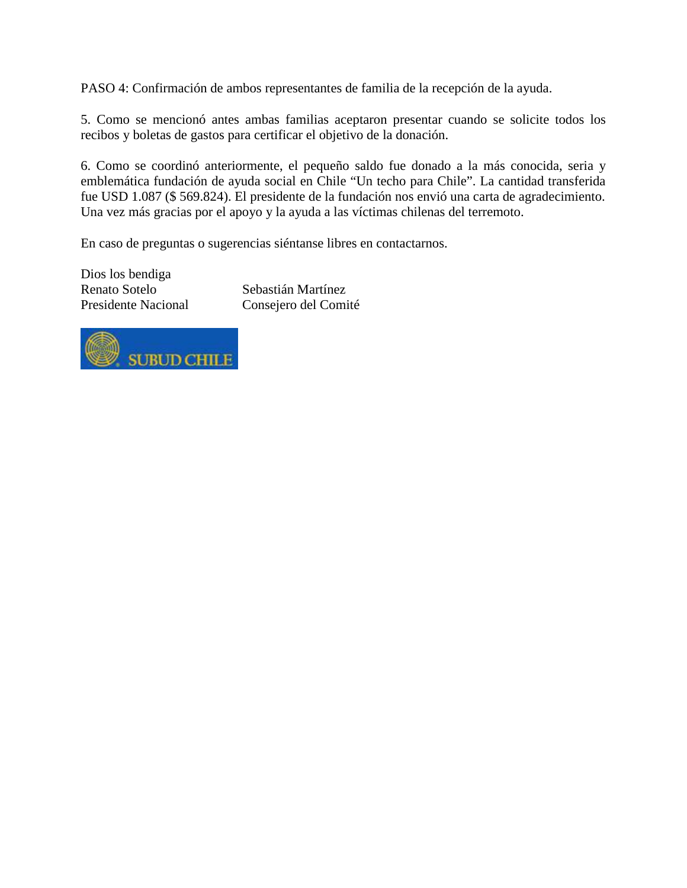PASO 4: Confirmación de ambos representantes de familia de la recepción de la ayuda.

5. Como se mencionó antes ambas familias aceptaron presentar cuando se solicite todos los recibos y boletas de gastos para certificar el objetivo de la donación.

6. Como se coordinó anteriormente, el pequeño saldo fue donado a la más conocida, seria y emblemática fundación de ayuda social en Chile "Un techo para Chile". La cantidad transferida fue USD 1.087 ($ 569.824). El presidente de la fundación nos envió una carta de agradecimiento. Una vez más gracias por el apoyo y la ayuda a las víctimas chilenas del terremoto.

En caso de preguntas o sugerencias siéntanse libres en contactarnos.

Dios los bendiga

| | |
|---|---|
| Renato Sotelo | Sebastián Martínez |
| Presidente Nacional | Consejero del Comité |

SUBUD CHILE